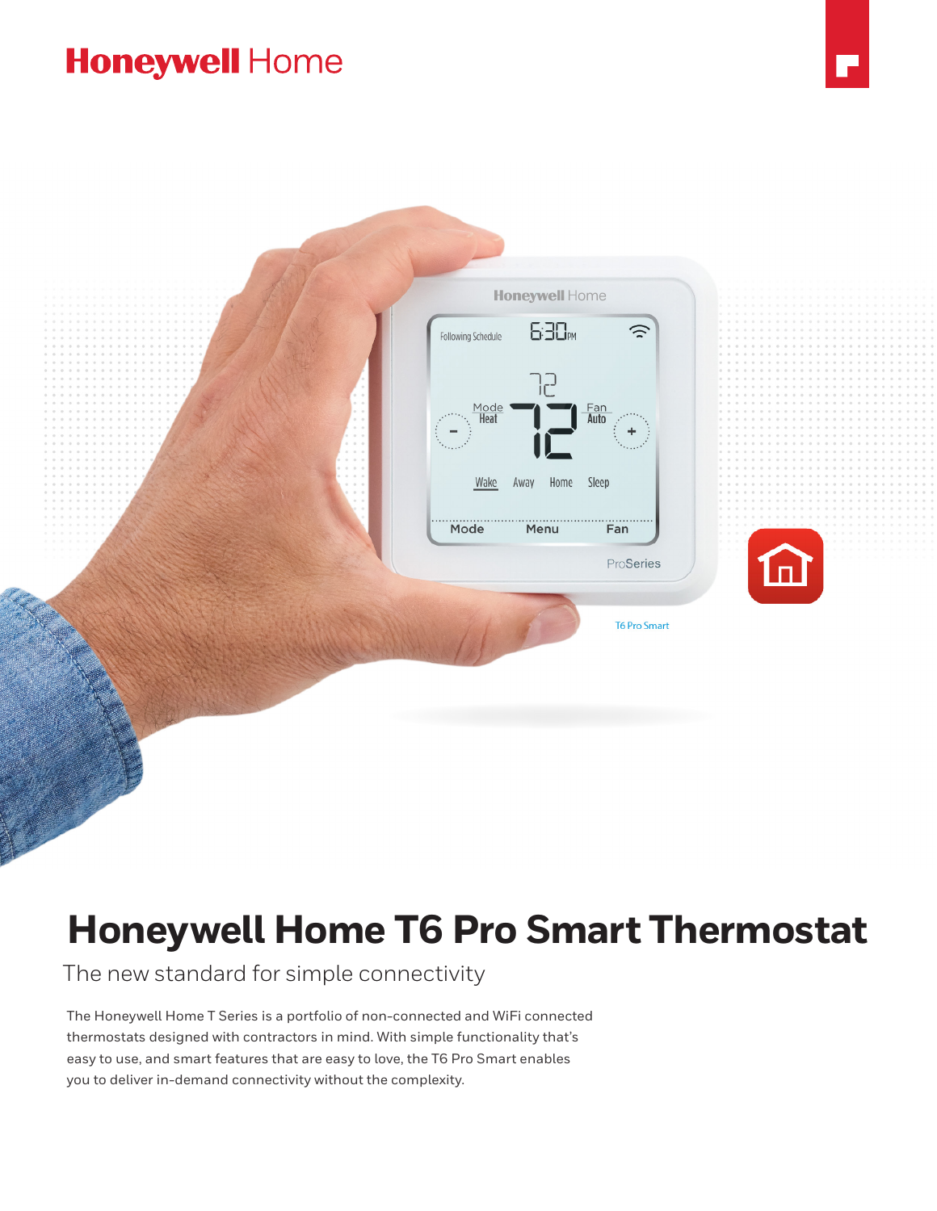Honeywell Home

T6 Pro Smart

# Honeywell Home T6 Pro Smart Thermostat

## The new standard for simple connectivity

The Honeywell Home T Series is a portfolio of non-connected and WiFi connected thermostats designed with contractors in mind. With simple functionality that's easy to use, and smart features that are easy to love, the T6 Pro Smart enables you to deliver in-demand connectivity without the complexity.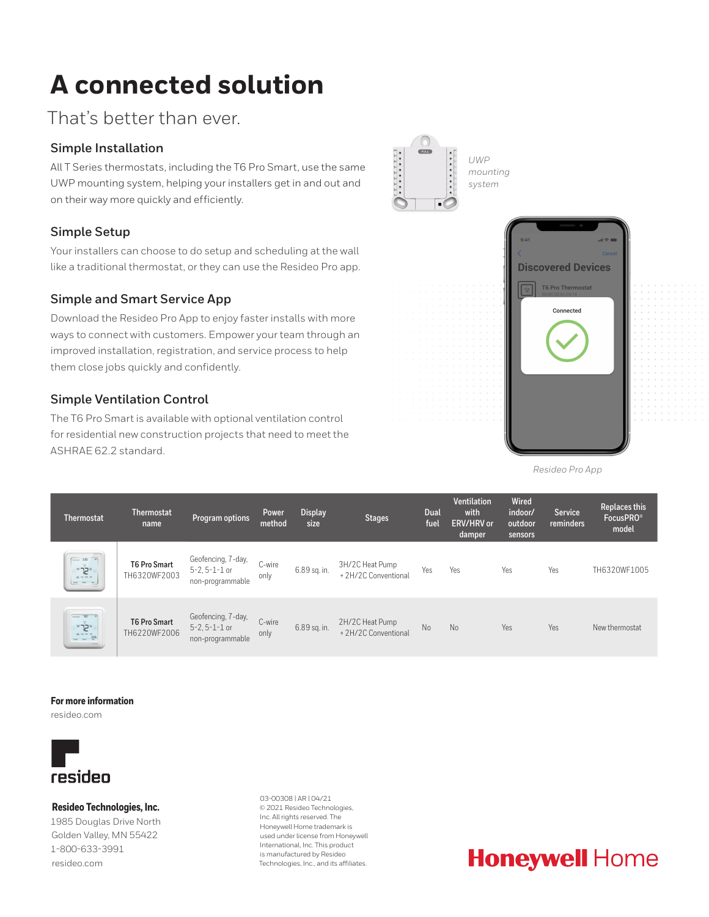# A connected solution

That's better than ever.

### Simple Installation

All T Series thermostats, including the T6 Pro Smart, use the same UWP mounting system, helping your installers get in and out and on their way more quickly and efficiently.

*UWP mounting system*

### Simple Setup

Your installers can choose to do setup and scheduling at the wall like a traditional thermostat, or they can use the Resideo Pro app.

### Simple and Smart Service App

Download the Resideo Pro App to enjoy faster installs with more ways to connect with customers. Empower your team through an improved installation, registration, and service process to help them close jobs quickly and confidently.

### Simple Ventilation Control

The T6 Pro Smart is available with optional ventilation control for residential new construction projects that need to meet the ASHRAE 62.2 standard.

*Resideo Pro App*

| Thermostat | Thermostat name | Program options | Power method | Display size | Stages | Dual fuel | Ventilation with ERV/HRV or damper | Wired indoor/ outdoor sensors | Service reminders | Replaces this FocusPRO® model |
|---|---|---|---|---|---|---|---|---|---|---|
| | **T6 Pro Smart** TH6320WF2003 | Geofencing, 7-day, 5-2, 5-1-1 or non-programmable | C-wire only | 6.89 sq. in. | 3H/2C Heat Pump + 2H/2C Conventional | Yes | Yes | Yes | Yes | TH6320WF1005 |
| | **T6 Pro Smart** TH6220WF2006 | Geofencing, 7-day, 5-2, 5-1-1 or non-programmable | C-wire only | 6.89 sq. in. | 2H/2C Heat Pump + 2H/2C Conventional | No | No | Yes | Yes | New thermostat |

**For more information**
resideo.com

**Resideo Technologies, Inc.**
1985 Douglas Drive North
Golden Valley, MN 55422
1-800-633-3991
resideo.com

03-00308 | AR | 04/21
© 2021 Resideo Technologies, Inc. All rights reserved. The Honeywell Home trademark is used under license from Honeywell International, Inc. This product is manufactured by Resideo Technologies, Inc., and its affiliates.

Honeywell Home